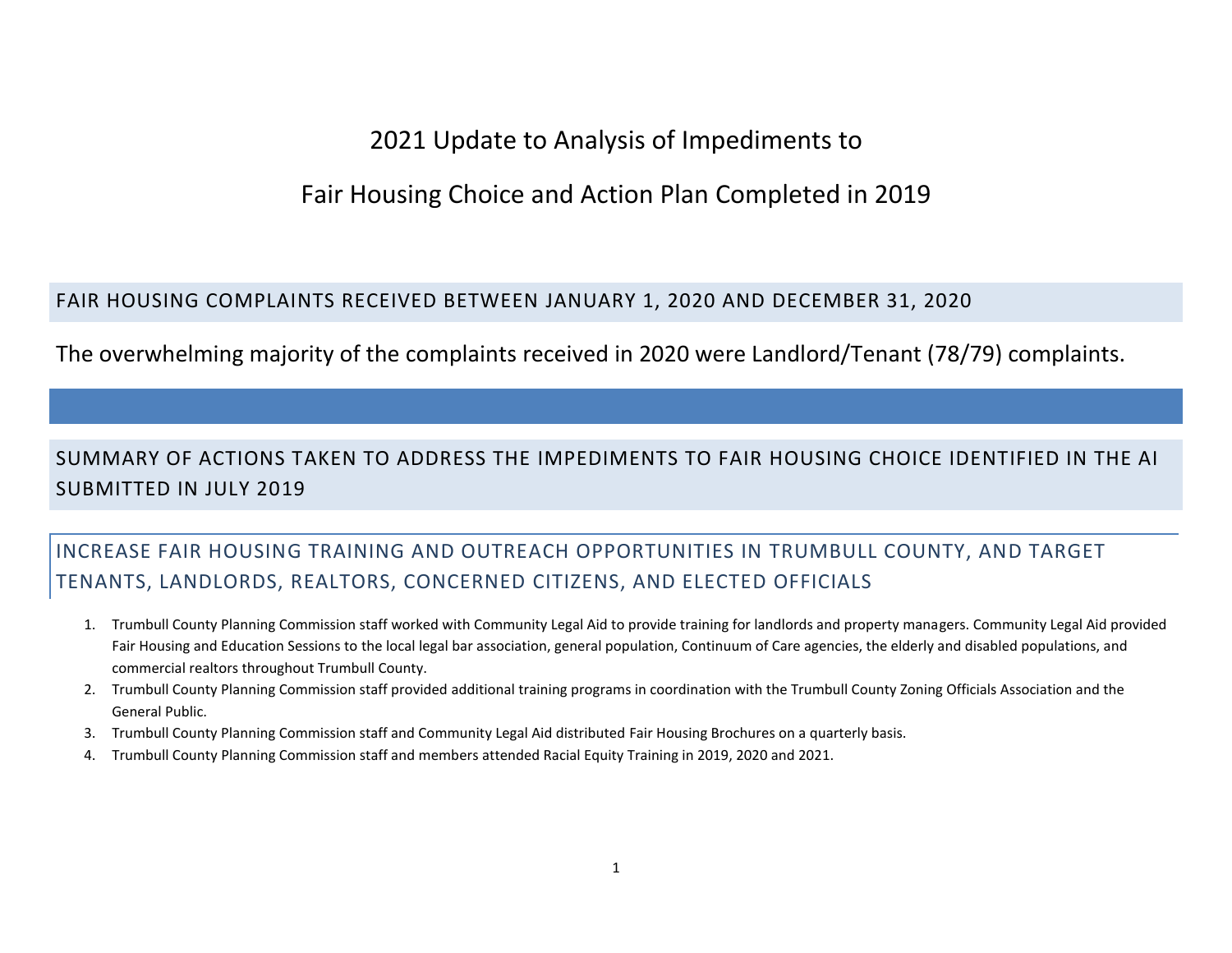# 2021 Update to Analysis of Impediments to Fair Housing Choice and Action Plan Completed in 2019

## FAIR HOUSING COMPLAINTS RECEIVED BETWEEN JANUARY 1, 2020 AND DECEMBER 31, 2020

The overwhelming majority of the complaints received in 2020 were Landlord/Tenant (78/79) complaints.

## SUMMARY OF ACTIONS TAKEN TO ADDRESS THE IMPEDIMENTS TO FAIR HOUSING CHOICE IDENTIFIED IN THE AI SUBMITTED IN JULY 2019

### INCREASE FAIR HOUSING TRAINING AND OUTREACH OPPORTUNITIES IN TRUMBULL COUNTY, AND TARGET TENANTS, LANDLORDS, REALTORS, CONCERNED CITIZENS, AND ELECTED OFFICIALS

1. Trumbull County Planning Commission staff worked with Community Legal Aid to provide training for landlords and property managers. Community Legal Aid provided Fair Housing and Education Sessions to the local legal bar association, general population, Continuum of Care agencies, the elderly and disabled populations, and commercial realtors throughout Trumbull County.
2. Trumbull County Planning Commission staff provided additional training programs in coordination with the Trumbull County Zoning Officials Association and the General Public.
3. Trumbull County Planning Commission staff and Community Legal Aid distributed Fair Housing Brochures on a quarterly basis.
4. Trumbull County Planning Commission staff and members attended Racial Equity Training in 2019, 2020 and 2021.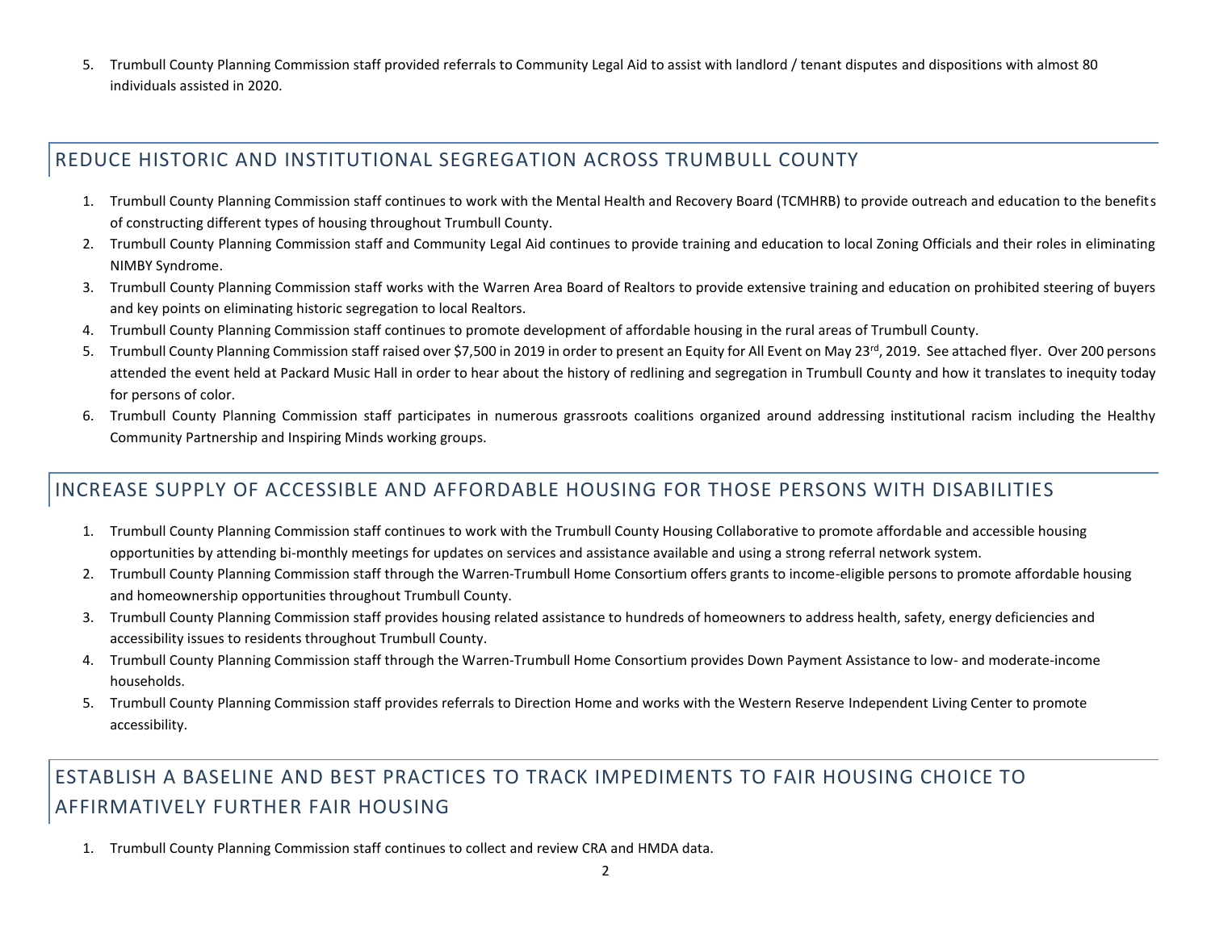5. Trumbull County Planning Commission staff provided referrals to Community Legal Aid to assist with landlord / tenant disputes and dispositions with almost 80 individuals assisted in 2020.

## REDUCE HISTORIC AND INSTITUTIONAL SEGREGATION ACROSS TRUMBULL COUNTY

1. Trumbull County Planning Commission staff continues to work with the Mental Health and Recovery Board (TCMHRB) to provide outreach and education to the benefits of constructing different types of housing throughout Trumbull County.
2. Trumbull County Planning Commission staff and Community Legal Aid continues to provide training and education to local Zoning Officials and their roles in eliminating NIMBY Syndrome.
3. Trumbull County Planning Commission staff works with the Warren Area Board of Realtors to provide extensive training and education on prohibited steering of buyers and key points on eliminating historic segregation to local Realtors.
4. Trumbull County Planning Commission staff continues to promote development of affordable housing in the rural areas of Trumbull County.
5. Trumbull County Planning Commission staff raised over $7,500 in 2019 in order to present an Equity for All Event on May 23rd, 2019. See attached flyer. Over 200 persons attended the event held at Packard Music Hall in order to hear about the history of redlining and segregation in Trumbull County and how it translates to inequity today for persons of color.
6. Trumbull County Planning Commission staff participates in numerous grassroots coalitions organized around addressing institutional racism including the Healthy Community Partnership and Inspiring Minds working groups.

## INCREASE SUPPLY OF ACCESSIBLE AND AFFORDABLE HOUSING FOR THOSE PERSONS WITH DISABILITIES

1. Trumbull County Planning Commission staff continues to work with the Trumbull County Housing Collaborative to promote affordable and accessible housing opportunities by attending bi-monthly meetings for updates on services and assistance available and using a strong referral network system.
2. Trumbull County Planning Commission staff through the Warren-Trumbull Home Consortium offers grants to income-eligible persons to promote affordable housing and homeownership opportunities throughout Trumbull County.
3. Trumbull County Planning Commission staff provides housing related assistance to hundreds of homeowners to address health, safety, energy deficiencies and accessibility issues to residents throughout Trumbull County.
4. Trumbull County Planning Commission staff through the Warren-Trumbull Home Consortium provides Down Payment Assistance to low- and moderate-income households.
5. Trumbull County Planning Commission staff provides referrals to Direction Home and works with the Western Reserve Independent Living Center to promote accessibility.

## ESTABLISH A BASELINE AND BEST PRACTICES TO TRACK IMPEDIMENTS TO FAIR HOUSING CHOICE TO AFFIRMATIVELY FURTHER FAIR HOUSING

1. Trumbull County Planning Commission staff continues to collect and review CRA and HMDA data.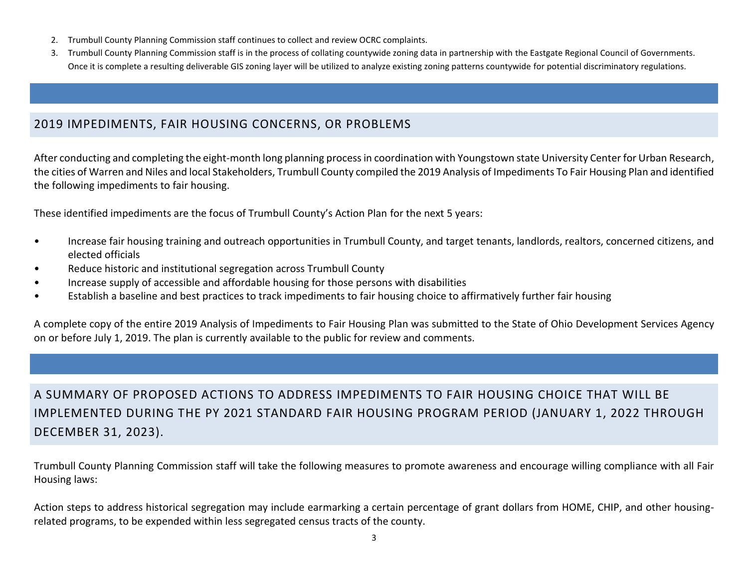2. Trumbull County Planning Commission staff continues to collect and review OCRC complaints.
3. Trumbull County Planning Commission staff is in the process of collating countywide zoning data in partnership with the Eastgate Regional Council of Governments. Once it is complete a resulting deliverable GIS zoning layer will be utilized to analyze existing zoning patterns countywide for potential discriminatory regulations.

## 2019 IMPEDIMENTS, FAIR HOUSING CONCERNS, OR PROBLEMS

After conducting and completing the eight-month long planning process in coordination with Youngstown state University Center for Urban Research, the cities of Warren and Niles and local Stakeholders, Trumbull County compiled the 2019 Analysis of Impediments To Fair Housing Plan and identified the following impediments to fair housing.

These identified impediments are the focus of Trumbull County's Action Plan for the next 5 years:

- Increase fair housing training and outreach opportunities in Trumbull County, and target tenants, landlords, realtors, concerned citizens, and elected officials
- Reduce historic and institutional segregation across Trumbull County
- Increase supply of accessible and affordable housing for those persons with disabilities
- Establish a baseline and best practices to track impediments to fair housing choice to affirmatively further fair housing

A complete copy of the entire 2019 Analysis of Impediments to Fair Housing Plan was submitted to the State of Ohio Development Services Agency on or before July 1, 2019. The plan is currently available to the public for review and comments.

## A SUMMARY OF PROPOSED ACTIONS TO ADDRESS IMPEDIMENTS TO FAIR HOUSING CHOICE THAT WILL BE IMPLEMENTED DURING THE PY 2021 STANDARD FAIR HOUSING PROGRAM PERIOD (JANUARY 1, 2022 THROUGH DECEMBER 31, 2023).

Trumbull County Planning Commission staff will take the following measures to promote awareness and encourage willing compliance with all Fair Housing laws:

Action steps to address historical segregation may include earmarking a certain percentage of grant dollars from HOME, CHIP, and other housing-related programs, to be expended within less segregated census tracts of the county.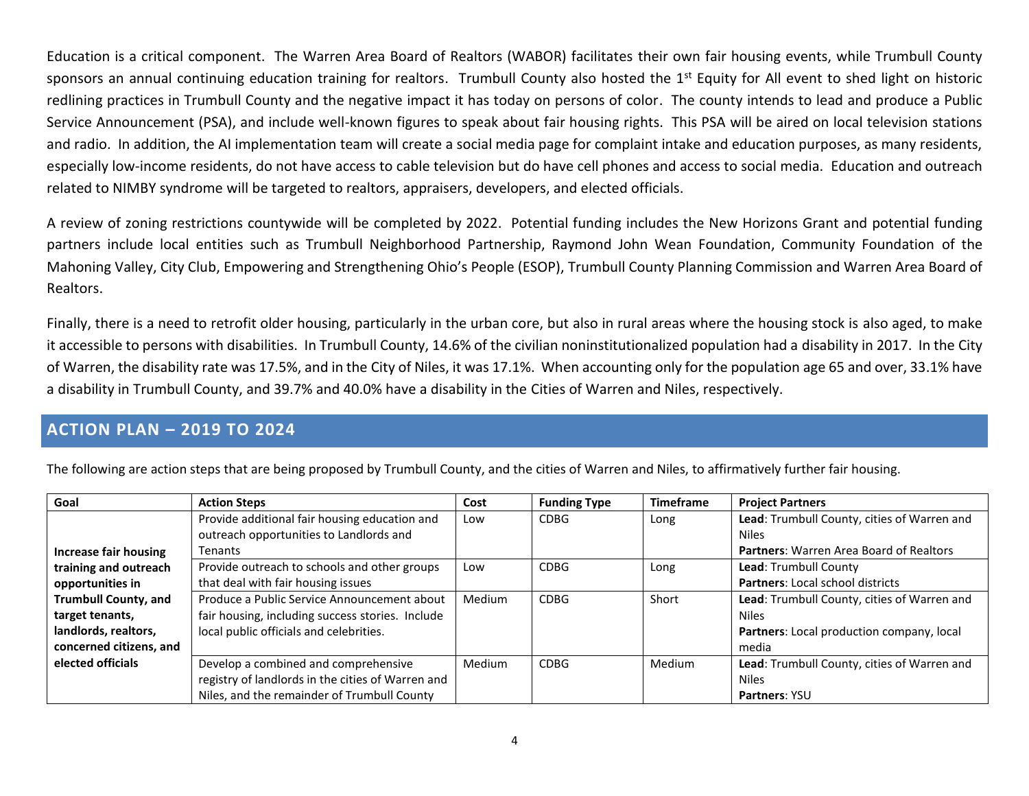Education is a critical component. The Warren Area Board of Realtors (WABOR) facilitates their own fair housing events, while Trumbull County sponsors an annual continuing education training for realtors. Trumbull County also hosted the 1st Equity for All event to shed light on historic redlining practices in Trumbull County and the negative impact it has today on persons of color. The county intends to lead and produce a Public Service Announcement (PSA), and include well-known figures to speak about fair housing rights. This PSA will be aired on local television stations and radio. In addition, the AI implementation team will create a social media page for complaint intake and education purposes, as many residents, especially low-income residents, do not have access to cable television but do have cell phones and access to social media. Education and outreach related to NIMBY syndrome will be targeted to realtors, appraisers, developers, and elected officials.

A review of zoning restrictions countywide will be completed by 2022. Potential funding includes the New Horizons Grant and potential funding partners include local entities such as Trumbull Neighborhood Partnership, Raymond John Wean Foundation, Community Foundation of the Mahoning Valley, City Club, Empowering and Strengthening Ohio's People (ESOP), Trumbull County Planning Commission and Warren Area Board of Realtors.

Finally, there is a need to retrofit older housing, particularly in the urban core, but also in rural areas where the housing stock is also aged, to make it accessible to persons with disabilities. In Trumbull County, 14.6% of the civilian noninstitutionalized population had a disability in 2017. In the City of Warren, the disability rate was 17.5%, and in the City of Niles, it was 17.1%. When accounting only for the population age 65 and over, 33.1% have a disability in Trumbull County, and 39.7% and 40.0% have a disability in the Cities of Warren and Niles, respectively.

## ACTION PLAN – 2019 TO 2024

The following are action steps that are being proposed by Trumbull County, and the cities of Warren and Niles, to affirmatively further fair housing.

| Goal | Action Steps | Cost | Funding Type | Timeframe | Project Partners |
|---|---|---|---|---|---|
| **Increase fair housing training and outreach opportunities in Trumbull County, and target tenants, landlords, realtors, concerned citizens, and elected officials** | Provide additional fair housing education and outreach opportunities to Landlords and Tenants | Low | CDBG | Long | **Lead**: Trumbull County, cities of Warren and Niles<br>**Partners**: Warren Area Board of Realtors |
| | Provide outreach to schools and other groups that deal with fair housing issues | Low | CDBG | Long | **Lead**: Trumbull County<br>**Partners**: Local school districts |
| | Produce a Public Service Announcement about fair housing, including success stories. Include local public officials and celebrities. | Medium | CDBG | Short | **Lead**: Trumbull County, cities of Warren and Niles<br>**Partners**: Local production company, local media |
| | Develop a combined and comprehensive registry of landlords in the cities of Warren and Niles, and the remainder of Trumbull County | Medium | CDBG | Medium | **Lead**: Trumbull County, cities of Warren and Niles<br>**Partners**: YSU |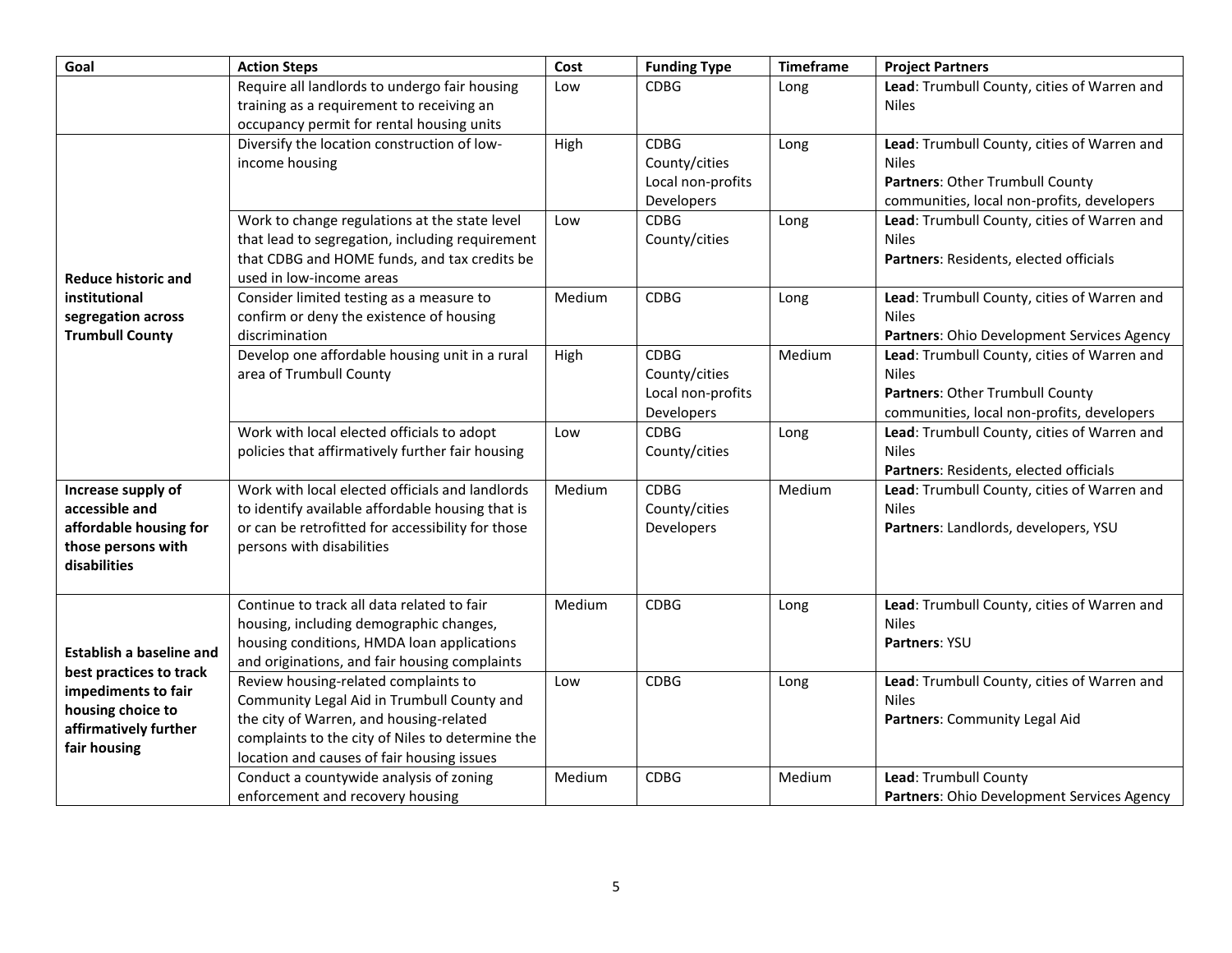| Goal | Action Steps | Cost | Funding Type | Timeframe | Project Partners |
|---|---|---|---|---|---|
| | Require all landlords to undergo fair housing training as a requirement to receiving an occupancy permit for rental housing units | Low | CDBG | Long | **Lead**: Trumbull County, cities of Warren and Niles |
| **Reduce historic and institutional segregation across Trumbull County** | Diversify the location construction of low-income housing | High | CDBG<br>County/cities<br>Local non-profits<br>Developers | Long | **Lead**: Trumbull County, cities of Warren and Niles<br>**Partners**: Other Trumbull County communities, local non-profits, developers |
| | Work to change regulations at the state level that lead to segregation, including requirement that CDBG and HOME funds, and tax credits be used in low-income areas | Low | CDBG<br>County/cities | Long | **Lead**: Trumbull County, cities of Warren and Niles<br>**Partners**: Residents, elected officials |
| | Consider limited testing as a measure to confirm or deny the existence of housing discrimination | Medium | CDBG | Long | **Lead**: Trumbull County, cities of Warren and Niles<br>**Partners**: Ohio Development Services Agency |
| | Develop one affordable housing unit in a rural area of Trumbull County | High | CDBG<br>County/cities<br>Local non-profits<br>Developers | Medium | **Lead**: Trumbull County, cities of Warren and Niles<br>**Partners**: Other Trumbull County communities, local non-profits, developers |
| | Work with local elected officials to adopt policies that affirmatively further fair housing | Low | CDBG<br>County/cities | Long | **Lead**: Trumbull County, cities of Warren and Niles<br>**Partners**: Residents, elected officials |
| **Increase supply of accessible and affordable housing for those persons with disabilities** | Work with local elected officials and landlords to identify available affordable housing that is or can be retrofitted for accessibility for those persons with disabilities | Medium | CDBG<br>County/cities<br>Developers | Medium | **Lead**: Trumbull County, cities of Warren and Niles<br>**Partners**: Landlords, developers, YSU |
| **Establish a baseline and best practices to track impediments to fair housing choice to affirmatively further fair housing** | Continue to track all data related to fair housing, including demographic changes, housing conditions, HMDA loan applications and originations, and fair housing complaints | Medium | CDBG | Long | **Lead**: Trumbull County, cities of Warren and Niles<br>**Partners**: YSU |
| | Review housing-related complaints to Community Legal Aid in Trumbull County and the city of Warren, and housing-related complaints to the city of Niles to determine the location and causes of fair housing issues | Low | CDBG | Long | **Lead**: Trumbull County, cities of Warren and Niles<br>**Partners**: Community Legal Aid |
| | Conduct a countywide analysis of zoning enforcement and recovery housing | Medium | CDBG | Medium | **Lead**: Trumbull County<br>**Partners**: Ohio Development Services Agency |